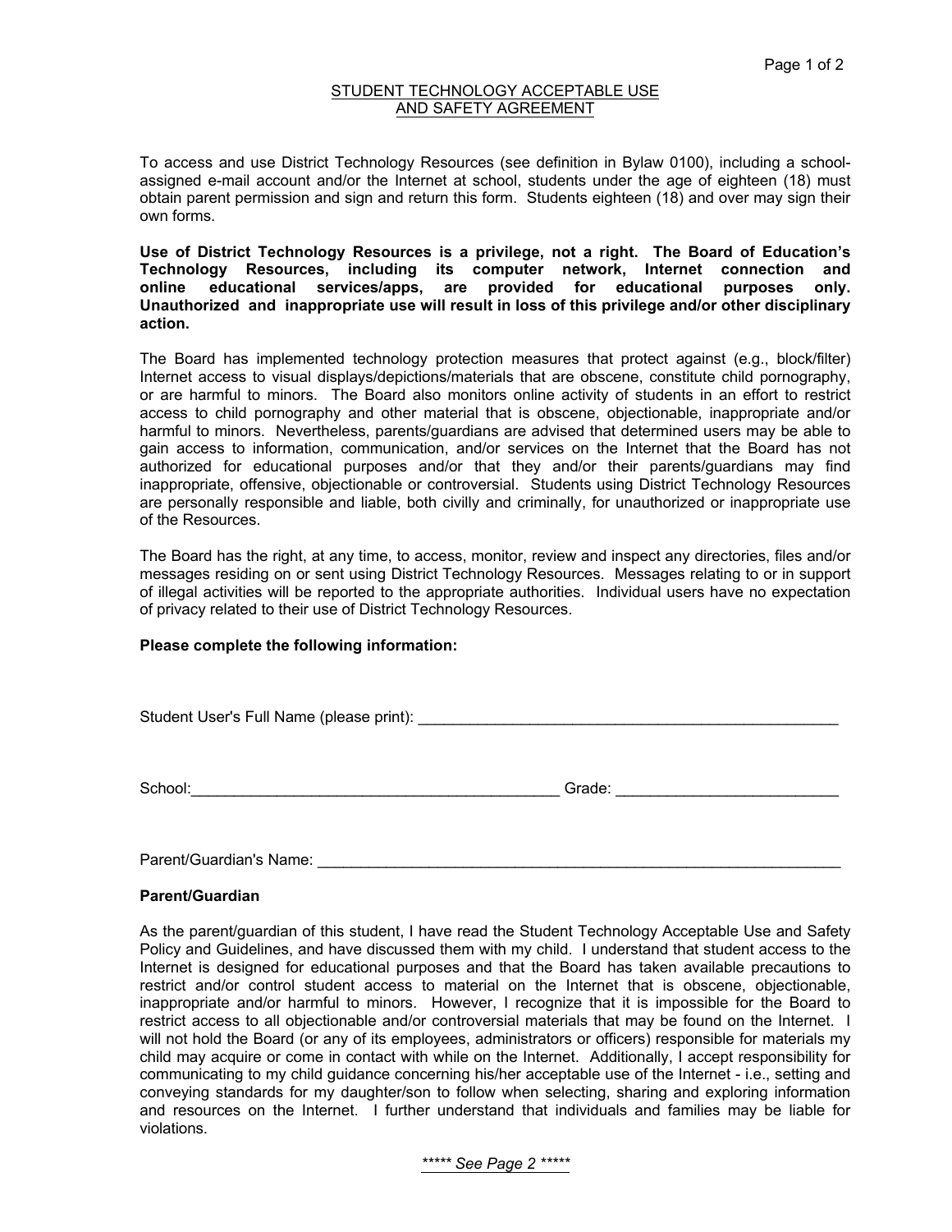# STUDENT TECHNOLOGY ACCEPTABLE USE AND SAFETY AGREEMENT

To access and use District Technology Resources (see definition in Bylaw 0100), including a school-assigned e-mail account and/or the Internet at school, students under the age of eighteen (18) must obtain parent permission and sign and return this form. Students eighteen (18) and over may sign their own forms.

**Use of District Technology Resources is a privilege, not a right. The Board of Education's Technology Resources, including its computer network, Internet connection and online educational services/apps, are provided for educational purposes only. Unauthorized and inappropriate use will result in loss of this privilege and/or other disciplinary action.**

The Board has implemented technology protection measures that protect against (e.g., block/filter) Internet access to visual displays/depictions/materials that are obscene, constitute child pornography, or are harmful to minors. The Board also monitors online activity of students in an effort to restrict access to child pornography and other material that is obscene, objectionable, inappropriate and/or harmful to minors. Nevertheless, parents/guardians are advised that determined users may be able to gain access to information, communication, and/or services on the Internet that the Board has not authorized for educational purposes and/or that they and/or their parents/guardians may find inappropriate, offensive, objectionable or controversial. Students using District Technology Resources are personally responsible and liable, both civilly and criminally, for unauthorized or inappropriate use of the Resources.

The Board has the right, at any time, to access, monitor, review and inspect any directories, files and/or messages residing on or sent using District Technology Resources. Messages relating to or in support of illegal activities will be reported to the appropriate authorities. Individual users have no expectation of privacy related to their use of District Technology Resources.

**Please complete the following information:**

Student User's Full Name (please print): ___________________________________________________

School: ____________________________________________ Grade: __________________________

Parent/Guardian's Name: _______________________________________________________________

**Parent/Guardian**

As the parent/guardian of this student, I have read the Student Technology Acceptable Use and Safety Policy and Guidelines, and have discussed them with my child. I understand that student access to the Internet is designed for educational purposes and that the Board has taken available precautions to restrict and/or control student access to material on the Internet that is obscene, objectionable, inappropriate and/or harmful to minors. However, I recognize that it is impossible for the Board to restrict access to all objectionable and/or controversial materials that may be found on the Internet. I will not hold the Board (or any of its employees, administrators or officers) responsible for materials my child may acquire or come in contact with while on the Internet. Additionally, I accept responsibility for communicating to my child guidance concerning his/her acceptable use of the Internet - i.e., setting and conveying standards for my daughter/son to follow when selecting, sharing and exploring information and resources on the Internet. I further understand that individuals and families may be liable for violations.

***\*\*\*\*\* See Page 2 \*\*\*\*\****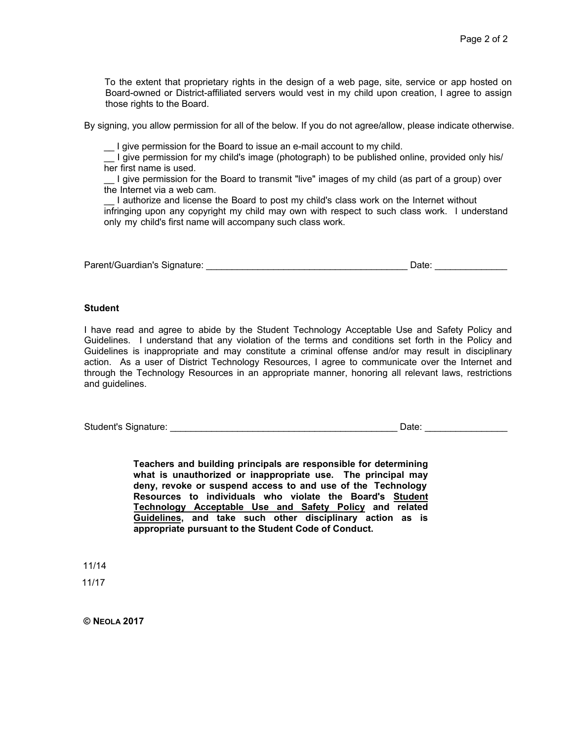To the extent that proprietary rights in the design of a web page, site, service or app hosted on Board-owned or District-affiliated servers would vest in my child upon creation, I agree to assign those rights to the Board.

By signing, you allow permission for all of the below. If you do not agree/allow, please indicate otherwise.

__ I give permission for the Board to issue an e-mail account to my child.

__ I give permission for my child's image (photograph) to be published online, provided only his/her first name is used.

__ I give permission for the Board to transmit "live" images of my child (as part of a group) over the Internet via a web cam.

__ I authorize and license the Board to post my child's class work on the Internet without infringing upon any copyright my child may own with respect to such class work. I understand only my child's first name will accompany such class work.

Parent/Guardian's Signature: ________________________________________ Date: ______________

**Student**

I have read and agree to abide by the Student Technology Acceptable Use and Safety Policy and Guidelines. I understand that any violation of the terms and conditions set forth in the Policy and Guidelines is inappropriate and may constitute a criminal offense and/or may result in disciplinary action. As a user of District Technology Resources, I agree to communicate over the Internet and through the Technology Resources in an appropriate manner, honoring all relevant laws, restrictions and guidelines.

Student's Signature: _____________________________________________ Date: ________________

**Teachers and building principals are responsible for determining what is unauthorized or inappropriate use. The principal may deny, revoke or suspend access to and use of the Technology Resources to individuals who violate the Board's <u>Student Technology Acceptable Use and Safety Policy</u> and related <u>Guidelines</u>, and take such other disciplinary action as is appropriate pursuant to the Student Code of Conduct.**

11/14

11/17

**© NEOLA 2017**